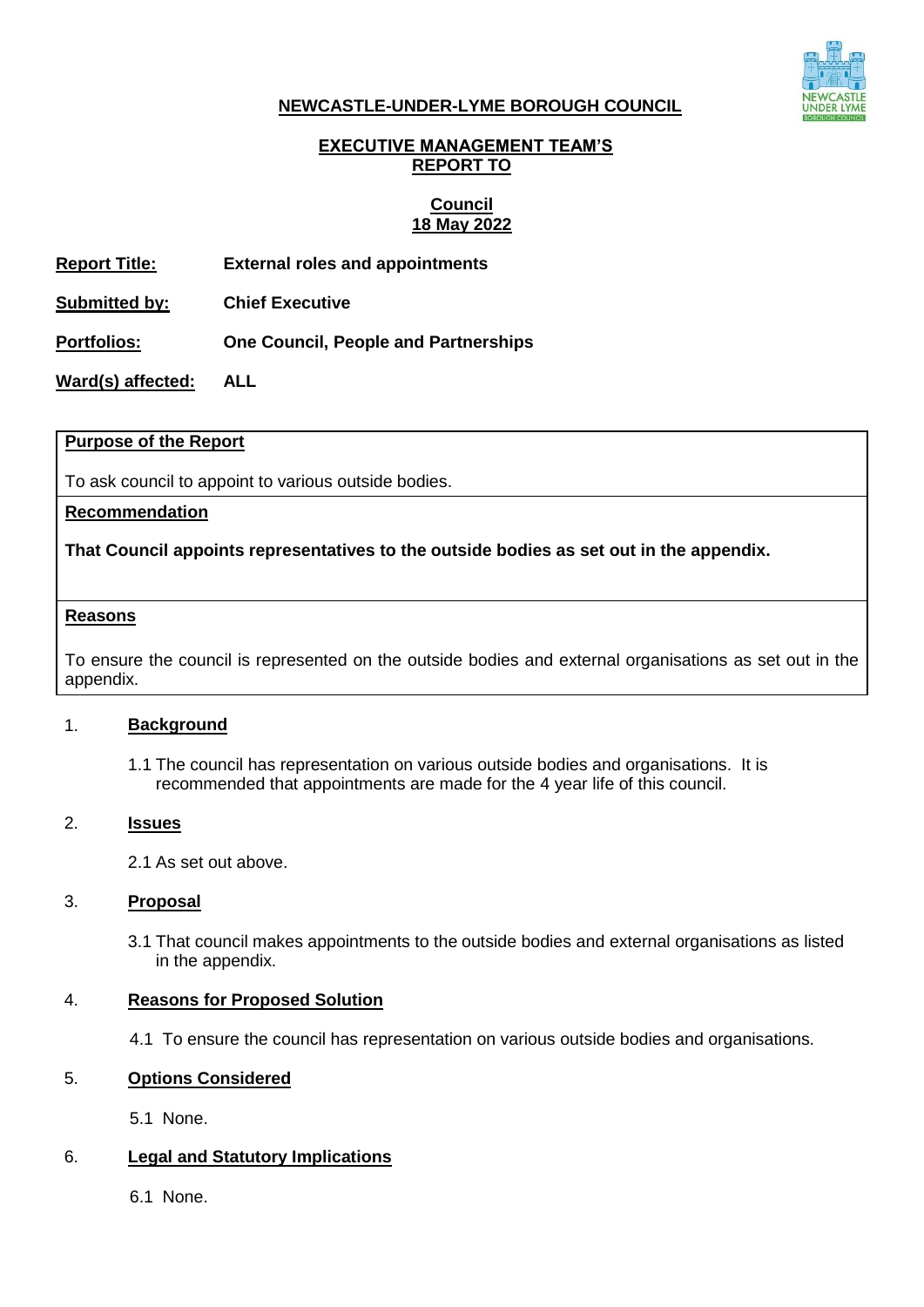**NEWCASTLE-UNDER-LYME BOROUGH COUNCIL**

**EXECUTIVE MANAGEMENT TEAM'S REPORT TO**

**Council**
**18 May 2022**

**Report Title:** External roles and appointments

**Submitted by:** Chief Executive

**Portfolios:** One Council, People and Partnerships

**Ward(s) affected:** ALL

**Purpose of the Report**

To ask council to appoint to various outside bodies.

**Recommendation**

**That Council appoints representatives to the outside bodies as set out in the appendix.**

**Reasons**

To ensure the council is represented on the outside bodies and external organisations as set out in the appendix.

## 1. Background

1.1 The council has representation on various outside bodies and organisations. It is recommended that appointments are made for the 4 year life of this council.

## 2. Issues

2.1 As set out above.

## 3. Proposal

3.1 That council makes appointments to the outside bodies and external organisations as listed in the appendix.

## 4. Reasons for Proposed Solution

4.1 To ensure the council has representation on various outside bodies and organisations.

## 5. Options Considered

5.1 None.

## 6. Legal and Statutory Implications

6.1 None.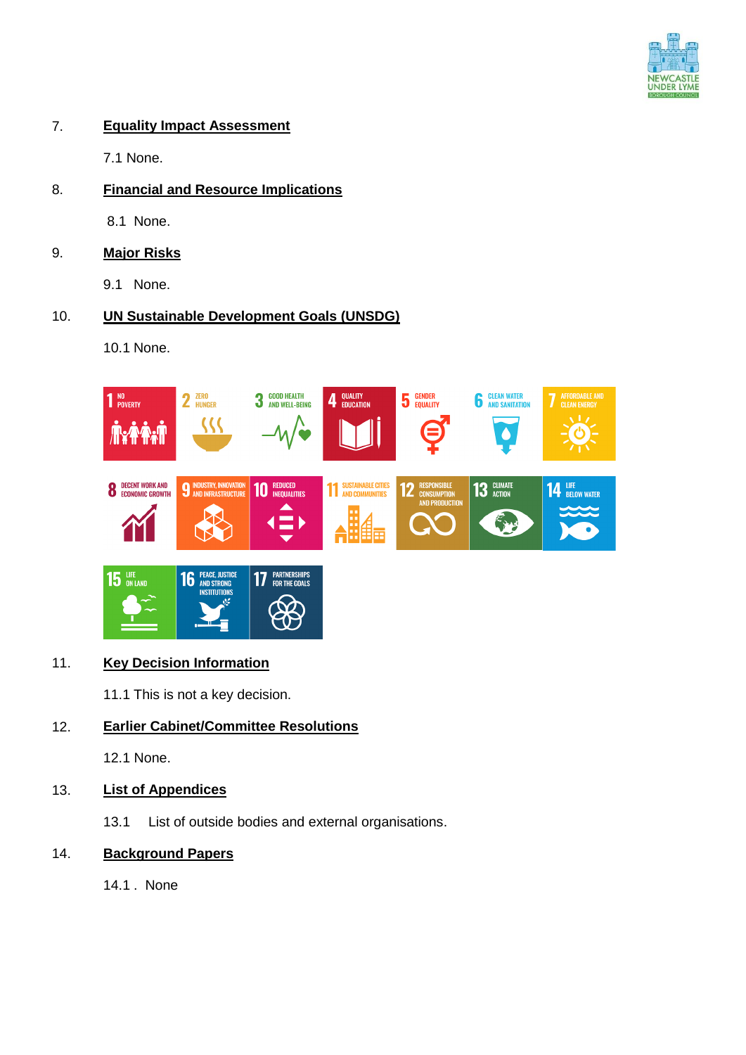7. **Equality Impact Assessment**

7.1 None.

8. **Financial and Resource Implications**

8.1 None.

9. **Major Risks**

9.1 None.

10. **UN Sustainable Development Goals (UNSDG)**

10.1 None.

1 NO POVERTY
2 ZERO HUNGER
3 GOOD HEALTH AND WELL-BEING
4 QUALITY EDUCATION
5 GENDER EQUALITY
6 CLEAN WATER AND SANITATION
7 AFFORDABLE AND CLEAN ENERGY
8 DECENT WORK AND ECONOMIC GROWTH
9 INDUSTRY, INNOVATION AND INFRASTRUCTURE
10 REDUCED INEQUALITIES
11 SUSTAINABLE CITIES AND COMMUNITIES
12 RESPONSIBLE CONSUMPTION AND PRODUCTION
13 CLIMATE ACTION
14 LIFE BELOW WATER
15 LIFE ON LAND
16 PEACE, JUSTICE AND STRONG INSTITUTIONS
17 PARTNERSHIPS FOR THE GOALS

11. **Key Decision Information**

11.1 This is not a key decision.

12. **Earlier Cabinet/Committee Resolutions**

12.1 None.

13. **List of Appendices**

13.1 List of outside bodies and external organisations.

14. **Background Papers**

14.1 . None